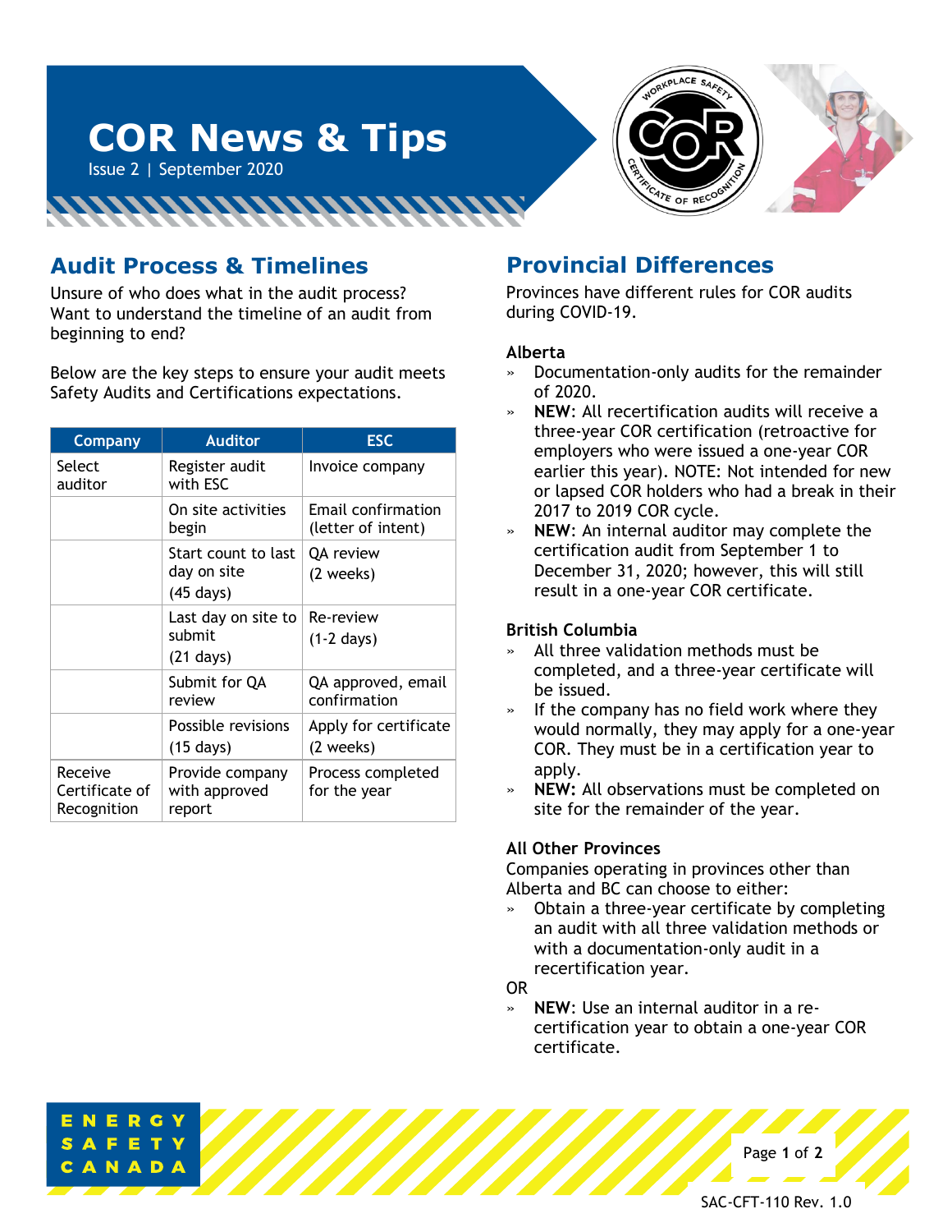# COR News & Tips

Issue 2 | September 2020

## Audit Process & Timelines

Unsure of who does what in the audit process? Want to understand the timeline of an audit from beginning to end?

Below are the key steps to ensure your audit meets Safety Audits and Certifications expectations.

| Company | Auditor | ESC |
|---|---|---|
| Select auditor | Register audit with ESC | Invoice company |
| | On site activities begin | Email confirmation (letter of intent) |
| | Start count to last day on site (45 days) | QA review (2 weeks) |
| | Last day on site to submit (21 days) | Re-review (1-2 days) |
| | Submit for QA review | QA approved, email confirmation |
| | Possible revisions (15 days) | Apply for certificate (2 weeks) |
| Receive Certificate of Recognition | Provide company with approved report | Process completed for the year |

## Provincial Differences

Provinces have different rules for COR audits during COVID-19.

### Alberta

- Documentation-only audits for the remainder of 2020.
- **NEW**: All recertification audits will receive a three-year COR certification (retroactive for employers who were issued a one-year COR earlier this year). NOTE: Not intended for new or lapsed COR holders who had a break in their 2017 to 2019 COR cycle.
- **NEW**: An internal auditor may complete the certification audit from September 1 to December 31, 2020; however, this will still result in a one-year COR certificate.

### British Columbia

- All three validation methods must be completed, and a three-year certificate will be issued.
- If the company has no field work where they would normally, they may apply for a one-year COR. They must be in a certification year to apply.
- **NEW:** All observations must be completed on site for the remainder of the year.

### All Other Provinces

Companies operating in provinces other than Alberta and BC can choose to either:

- Obtain a three-year certificate by completing an audit with all three validation methods or with a documentation-only audit in a recertification year.

OR

- **NEW**: Use an internal auditor in a re-certification year to obtain a one-year COR certificate.

SAC-CFT-110 Rev. 1.0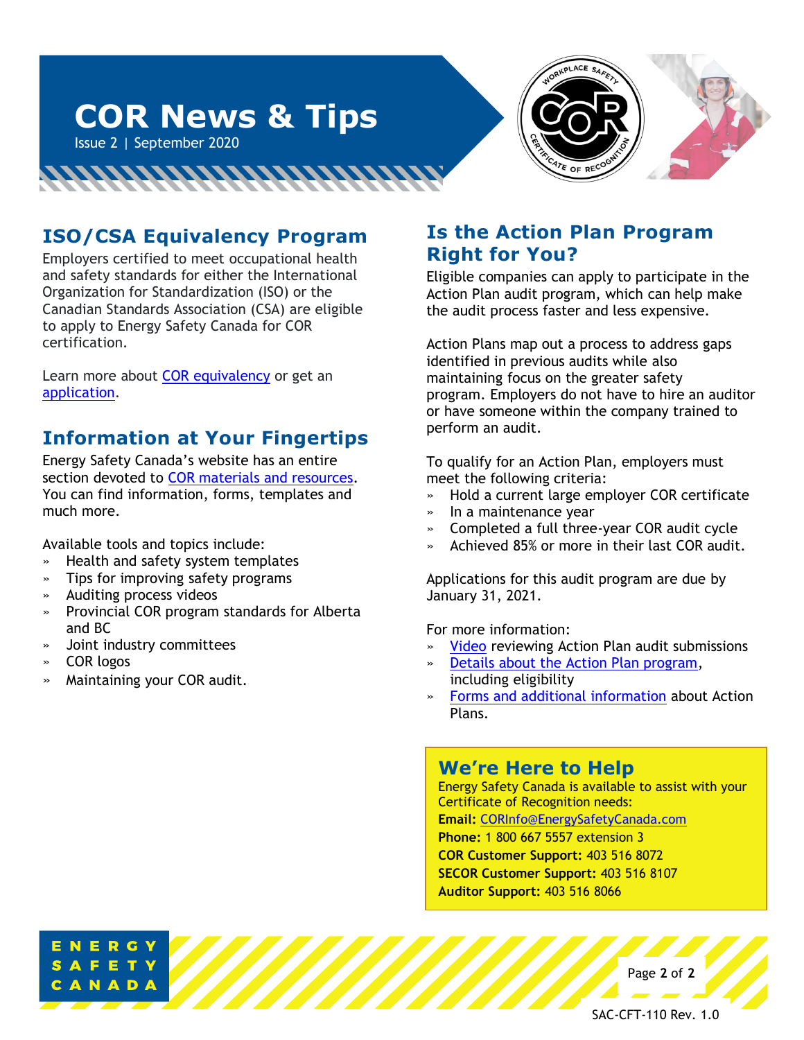# COR News & Tips

Issue 2 | September 2020

## ISO/CSA Equivalency Program

Employers certified to meet occupational health and safety standards for either the International Organization for Standardization (ISO) or the Canadian Standards Association (CSA) are eligible to apply to Energy Safety Canada for COR certification.

Learn more about COR equivalency or get an application.

## Information at Your Fingertips

Energy Safety Canada's website has an entire section devoted to COR materials and resources. You can find information, forms, templates and much more.

Available tools and topics include:

- Health and safety system templates
- Tips for improving safety programs
- Auditing process videos
- Provincial COR program standards for Alberta and BC
- Joint industry committees
- COR logos
- Maintaining your COR audit.

## Is the Action Plan Program Right for You?

Eligible companies can apply to participate in the Action Plan audit program, which can help make the audit process faster and less expensive.

Action Plans map out a process to address gaps identified in previous audits while also maintaining focus on the greater safety program. Employers do not have to hire an auditor or have someone within the company trained to perform an audit.

To qualify for an Action Plan, employers must meet the following criteria:

- Hold a current large employer COR certificate
- In a maintenance year
- Completed a full three-year COR audit cycle
- Achieved 85% or more in their last COR audit.

Applications for this audit program are due by January 31, 2021.

For more information:

- Video reviewing Action Plan audit submissions
- Details about the Action Plan program, including eligibility
- Forms and additional information about Action Plans.

## We're Here to Help

Energy Safety Canada is available to assist with your Certificate of Recognition needs:

**Email:** CORInfo@EnergySafetyCanada.com
**Phone:** 1 800 667 5557 extension 3
**COR Customer Support:** 403 516 8072
**SECOR Customer Support:** 403 516 8107
**Auditor Support:** 403 516 8066

ENERGY SAFETY CANADA

SAC-CFT-110 Rev. 1.0